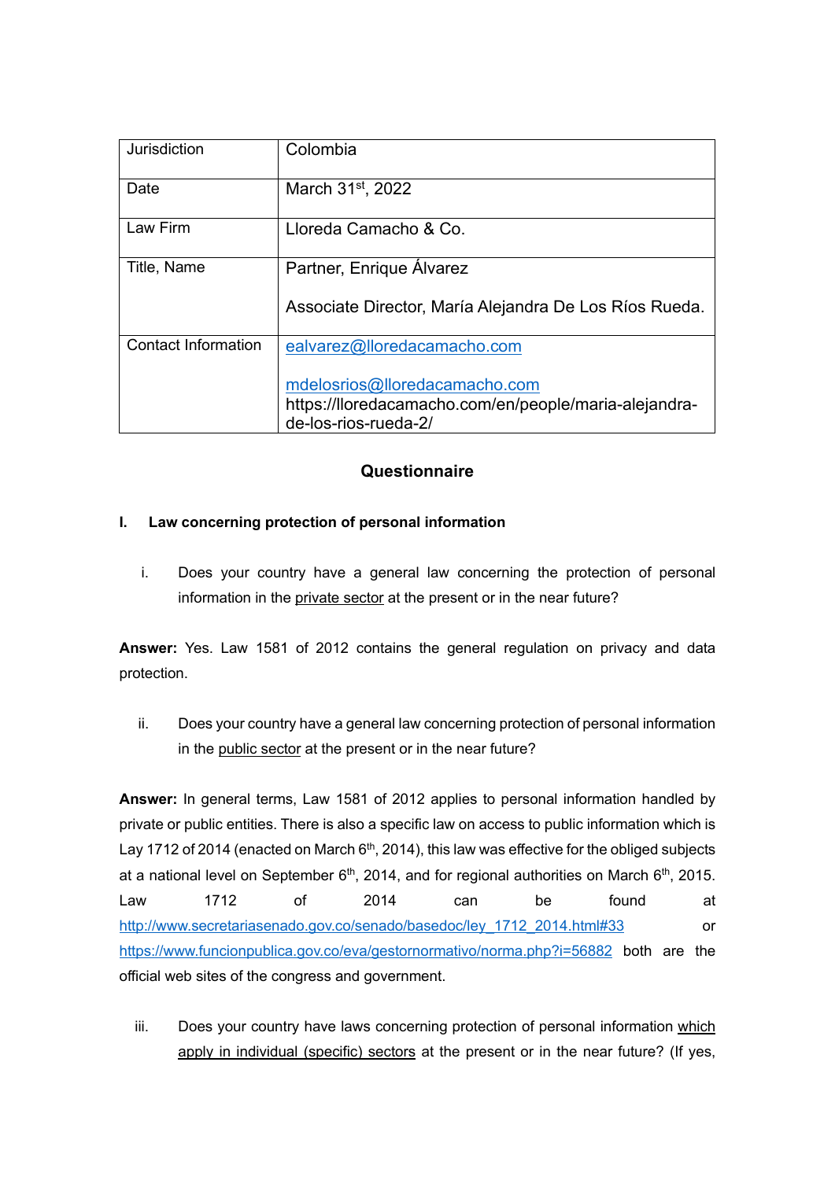| Jurisdiction | Colombia |
|---|---|
| Date | March 31st, 2022 |
| Law Firm | Lloreda Camacho & Co. |
| Title, Name | Partner, Enrique Álvarez<br><br>Associate Director, María Alejandra De Los Ríos Rueda. |
| Contact Information | ealvarez@lloredacamacho.com<br><br>mdelosrios@lloredacamacho.com<br>https://lloredacamacho.com/en/people/maria-alejandra-de-los-rios-rueda-2/ |

## Questionnaire

### I. Law concerning protection of personal information

i. Does your country have a general law concerning the protection of personal information in the private sector at the present or in the near future?

**Answer:** Yes. Law 1581 of 2012 contains the general regulation on privacy and data protection.

ii. Does your country have a general law concerning protection of personal information in the public sector at the present or in the near future?

**Answer:** In general terms, Law 1581 of 2012 applies to personal information handled by private or public entities. There is also a specific law on access to public information which is Lay 1712 of 2014 (enacted on March 6th, 2014), this law was effective for the obliged subjects at a national level on September 6th, 2014, and for regional authorities on March 6th, 2015. Law 1712 of 2014 can be found at http://www.secretariasenado.gov.co/senado/basedoc/ley_1712_2014.html#33 or https://www.funcionpublica.gov.co/eva/gestornormativo/norma.php?i=56882 both are the official web sites of the congress and government.

iii. Does your country have laws concerning protection of personal information which apply in individual (specific) sectors at the present or in the near future? (If yes,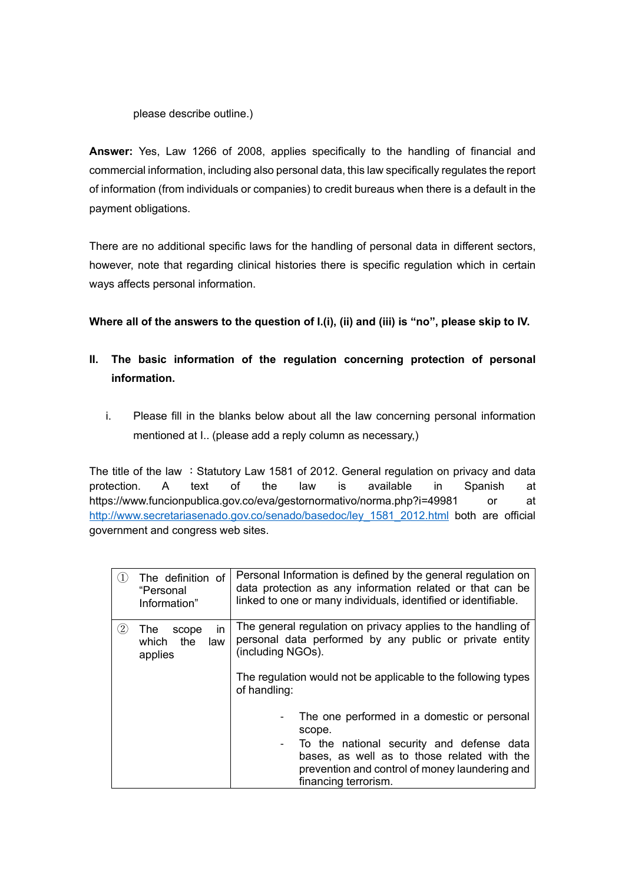please describe outline.)

**Answer:** Yes, Law 1266 of 2008, applies specifically to the handling of financial and commercial information, including also personal data, this law specifically regulates the report of information (from individuals or companies) to credit bureaus when there is a default in the payment obligations.

There are no additional specific laws for the handling of personal data in different sectors, however, note that regarding clinical histories there is specific regulation which in certain ways affects personal information.

**Where all of the answers to the question of I.(i), (ii) and (iii) is "no", please skip to IV.**

## II. The basic information of the regulation concerning protection of personal information.

i. Please fill in the blanks below about all the law concerning personal information mentioned at I.. (please add a reply column as necessary,)

The title of the law ：Statutory Law 1581 of 2012. General regulation on privacy and data protection. A text of the law is available in Spanish at https://www.funcionpublica.gov.co/eva/gestornormativo/norma.php?i=49981 or at http://www.secretariasenado.gov.co/senado/basedoc/ley_1581_2012.html both are official government and congress web sites.

| | |
|---|---|
| ① The definition of "Personal Information" | Personal Information is defined by the general regulation on data protection as any information related or that can be linked to one or many individuals, identified or identifiable. |
| ② The scope in which the law applies | The general regulation on privacy applies to the handling of personal data performed by any public or private entity (including NGOs).<br><br>The regulation would not be applicable to the following types of handling:<br><br>- The one performed in a domestic or personal scope.<br>- To the national security and defense data bases, as well as to those related with the prevention and control of money laundering and financing terrorism. |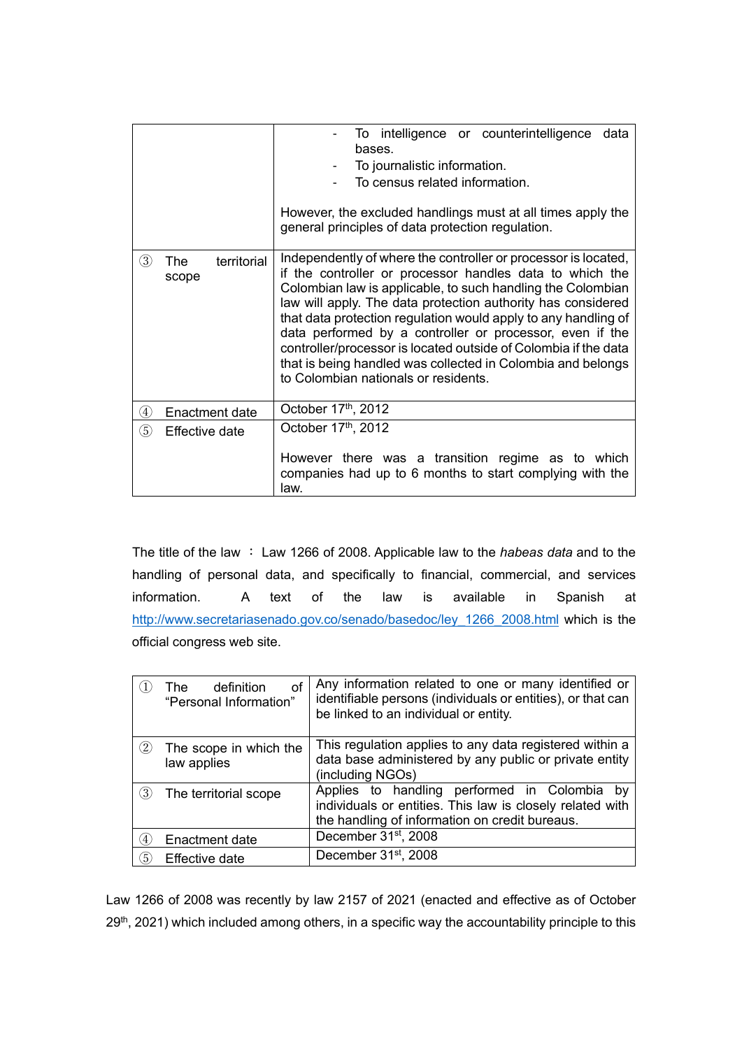|  |  |
| --- | --- |
|  | - To intelligence or counterintelligence data bases.<br>- To journalistic information.<br>- To census related information.<br><br>However, the excluded handlings must at all times apply the general principles of data protection regulation. |
| ③ The territorial scope | Independently of where the controller or processor is located, if the controller or processor handles data to which the Colombian law is applicable, to such handling the Colombian law will apply. The data protection authority has considered that data protection regulation would apply to any handling of data performed by a controller or processor, even if the controller/processor is located outside of Colombia if the data that is being handled was collected in Colombia and belongs to Colombian nationals or residents. |
| ④ Enactment date | October 17th, 2012 |
| ⑤ Effective date | October 17th, 2012<br><br>However there was a transition regime as to which companies had up to 6 months to start complying with the law. |

The title of the law ： Law 1266 of 2008. Applicable law to the *habeas data* and to the handling of personal data, and specifically to financial, commercial, and services information. A text of the law is available in Spanish at http://www.secretariasenado.gov.co/senado/basedoc/ley_1266_2008.html which is the official congress web site.

|  |  |
| --- | --- |
| ① The definition of "Personal Information" | Any information related to one or many identified or identifiable persons (individuals or entities), or that can be linked to an individual or entity. |
| ② The scope in which the law applies | This regulation applies to any data registered within a data base administered by any public or private entity (including NGOs) |
| ③ The territorial scope | Applies to handling performed in Colombia by individuals or entities. This law is closely related with the handling of information on credit bureaus. |
| ④ Enactment date | December 31st, 2008 |
| ⑤ Effective date | December 31st, 2008 |

Law 1266 of 2008 was recently by law 2157 of 2021 (enacted and effective as of October 29th, 2021) which included among others, in a specific way the accountability principle to this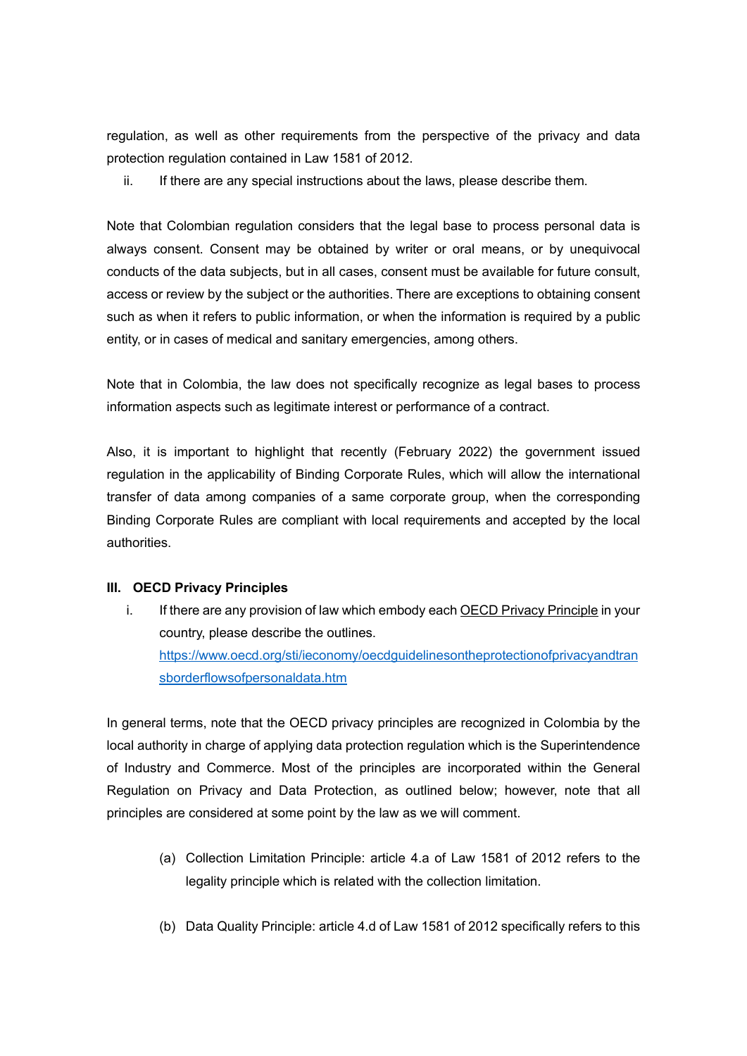regulation, as well as other requirements from the perspective of the privacy and data protection regulation contained in Law 1581 of 2012.

ii. If there are any special instructions about the laws, please describe them.

Note that Colombian regulation considers that the legal base to process personal data is always consent. Consent may be obtained by writer or oral means, or by unequivocal conducts of the data subjects, but in all cases, consent must be available for future consult, access or review by the subject or the authorities. There are exceptions to obtaining consent such as when it refers to public information, or when the information is required by a public entity, or in cases of medical and sanitary emergencies, among others.

Note that in Colombia, the law does not specifically recognize as legal bases to process information aspects such as legitimate interest or performance of a contract.

Also, it is important to highlight that recently (February 2022) the government issued regulation in the applicability of Binding Corporate Rules, which will allow the international transfer of data among companies of a same corporate group, when the corresponding Binding Corporate Rules are compliant with local requirements and accepted by the local authorities.

### III. OECD Privacy Principles

i. If there are any provision of law which embody each OECD Privacy Principle in your country, please describe the outlines.
https://www.oecd.org/sti/ieconomy/oecdguidelinesontheprotectionofprivacyandtransborderflowsofpersonaldata.htm

In general terms, note that the OECD privacy principles are recognized in Colombia by the local authority in charge of applying data protection regulation which is the Superintendence of Industry and Commerce. Most of the principles are incorporated within the General Regulation on Privacy and Data Protection, as outlined below; however, note that all principles are considered at some point by the law as we will comment.

(a) Collection Limitation Principle: article 4.a of Law 1581 of 2012 refers to the legality principle which is related with the collection limitation.

(b) Data Quality Principle: article 4.d of Law 1581 of 2012 specifically refers to this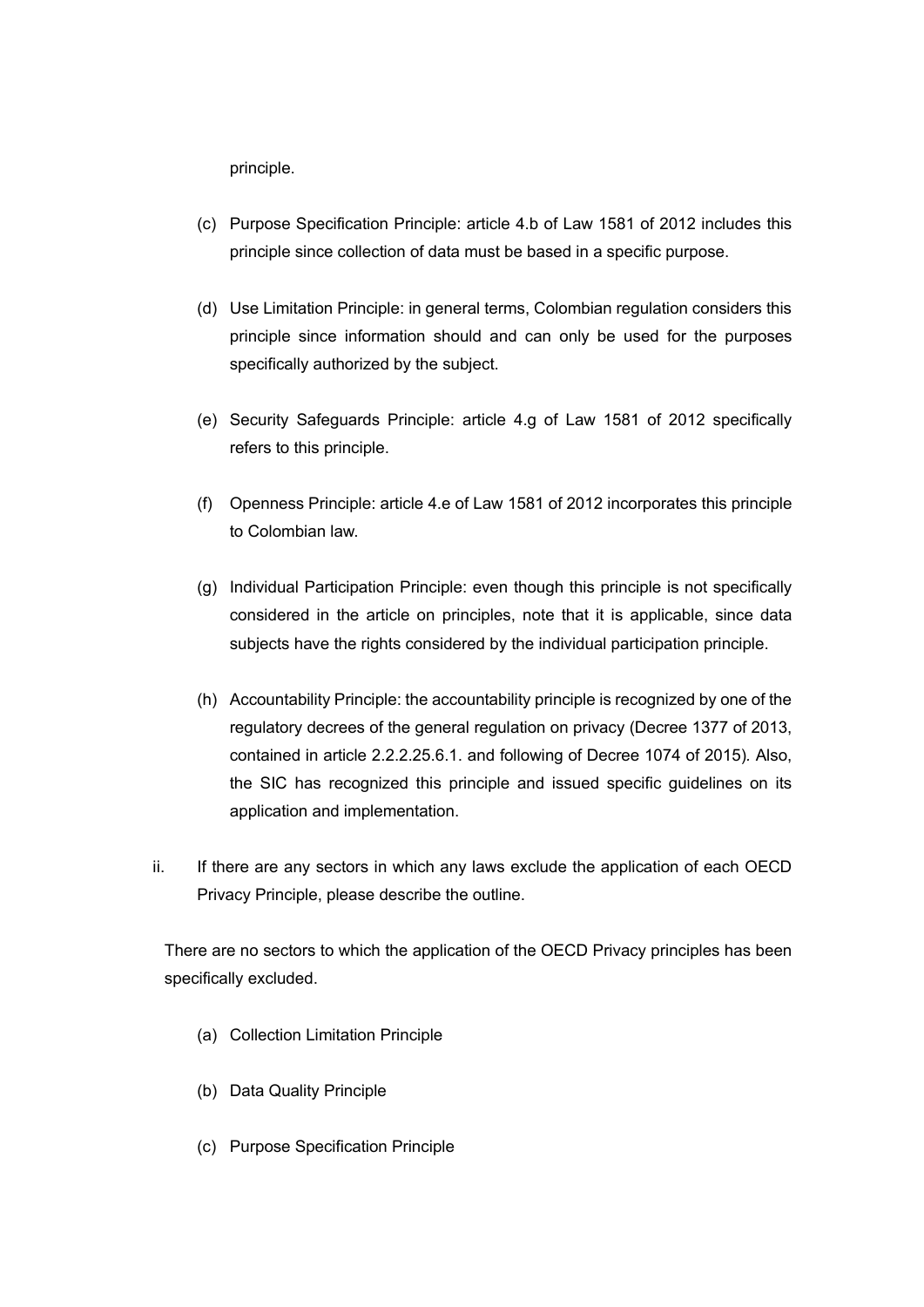principle.

(c) Purpose Specification Principle: article 4.b of Law 1581 of 2012 includes this principle since collection of data must be based in a specific purpose.

(d) Use Limitation Principle: in general terms, Colombian regulation considers this principle since information should and can only be used for the purposes specifically authorized by the subject.

(e) Security Safeguards Principle: article 4.g of Law 1581 of 2012 specifically refers to this principle.

(f) Openness Principle: article 4.e of Law 1581 of 2012 incorporates this principle to Colombian law.

(g) Individual Participation Principle: even though this principle is not specifically considered in the article on principles, note that it is applicable, since data subjects have the rights considered by the individual participation principle.

(h) Accountability Principle: the accountability principle is recognized by one of the regulatory decrees of the general regulation on privacy (Decree 1377 of 2013, contained in article 2.2.2.25.6.1. and following of Decree 1074 of 2015). Also, the SIC has recognized this principle and issued specific guidelines on its application and implementation.

ii. If there are any sectors in which any laws exclude the application of each OECD Privacy Principle, please describe the outline.

There are no sectors to which the application of the OECD Privacy principles has been specifically excluded.

(a) Collection Limitation Principle

(b) Data Quality Principle

(c) Purpose Specification Principle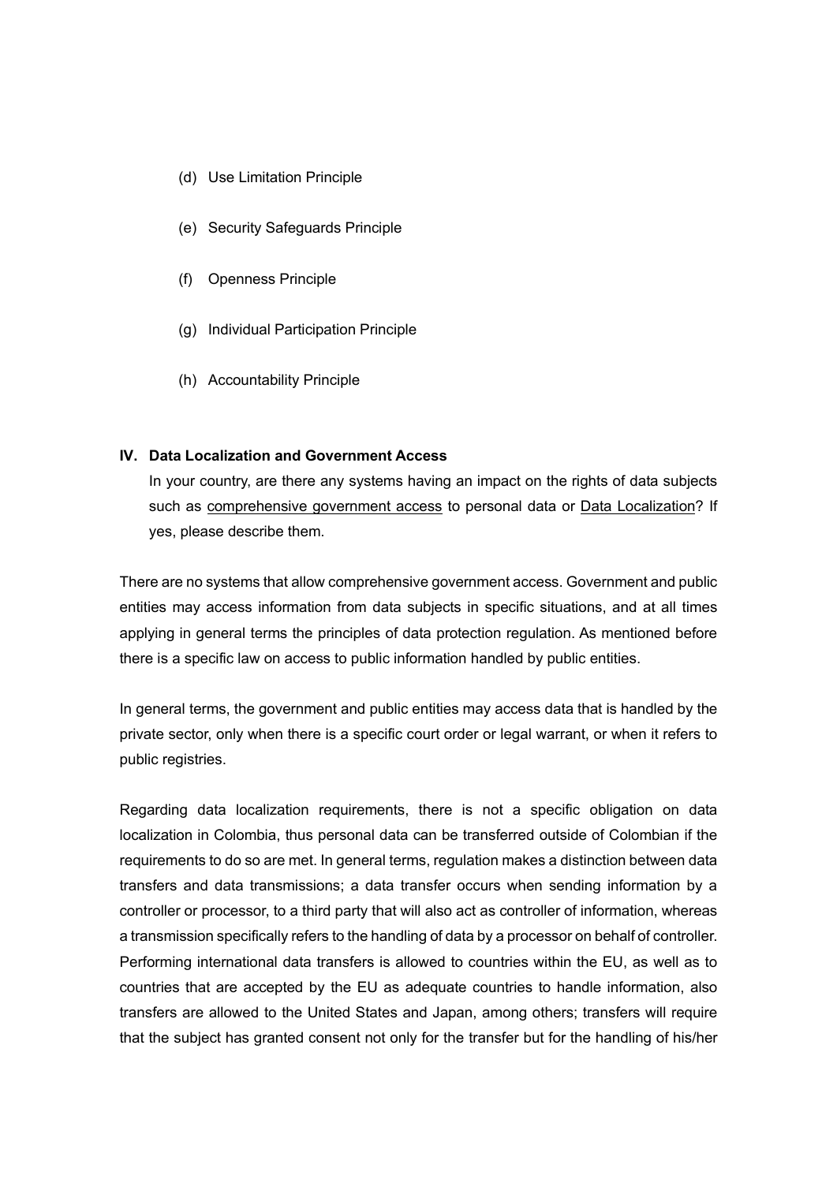(d) Use Limitation Principle

(e) Security Safeguards Principle

(f) Openness Principle

(g) Individual Participation Principle

(h) Accountability Principle

## IV. Data Localization and Government Access

In your country, are there any systems having an impact on the rights of data subjects such as comprehensive government access to personal data or Data Localization? If yes, please describe them.

There are no systems that allow comprehensive government access. Government and public entities may access information from data subjects in specific situations, and at all times applying in general terms the principles of data protection regulation. As mentioned before there is a specific law on access to public information handled by public entities.

In general terms, the government and public entities may access data that is handled by the private sector, only when there is a specific court order or legal warrant, or when it refers to public registries.

Regarding data localization requirements, there is not a specific obligation on data localization in Colombia, thus personal data can be transferred outside of Colombian if the requirements to do so are met. In general terms, regulation makes a distinction between data transfers and data transmissions; a data transfer occurs when sending information by a controller or processor, to a third party that will also act as controller of information, whereas a transmission specifically refers to the handling of data by a processor on behalf of controller. Performing international data transfers is allowed to countries within the EU, as well as to countries that are accepted by the EU as adequate countries to handle information, also transfers are allowed to the United States and Japan, among others; transfers will require that the subject has granted consent not only for the transfer but for the handling of his/her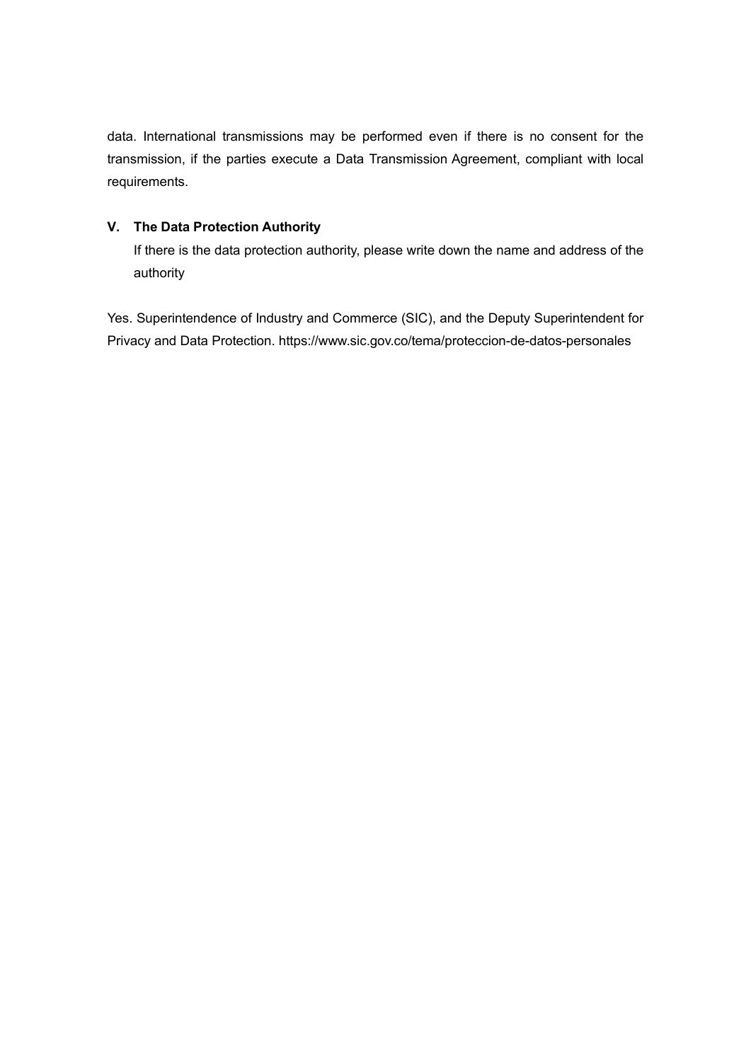data. International transmissions may be performed even if there is no consent for the transmission, if the parties execute a Data Transmission Agreement, compliant with local requirements.

**V. The Data Protection Authority**

If there is the data protection authority, please write down the name and address of the authority

Yes. Superintendence of Industry and Commerce (SIC), and the Deputy Superintendent for Privacy and Data Protection. https://www.sic.gov.co/tema/proteccion-de-datos-personales